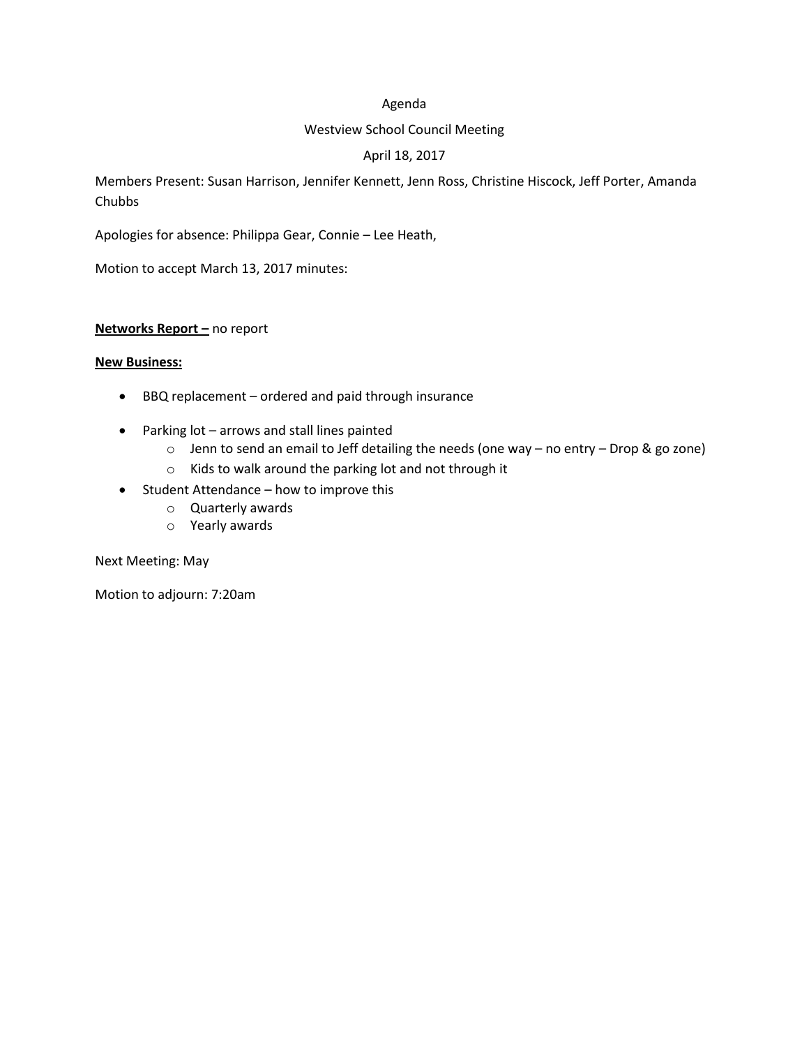Agenda

Westview School Council Meeting

April 18, 2017

Members Present: Susan Harrison, Jennifer Kennett, Jenn Ross, Christine Hiscock, Jeff Porter, Amanda Chubbs

Apologies for absence: Philippa Gear, Connie – Lee Heath,

Motion to accept March 13, 2017 minutes:

**<u>Networks Report –</u>** no report

**<u>New Business:</u>**

- BBQ replacement – ordered and paid through insurance
- Parking lot – arrows and stall lines painted
    - Jenn to send an email to Jeff detailing the needs (one way – no entry – Drop & go zone)
    - Kids to walk around the parking lot and not through it
- Student Attendance – how to improve this
    - Quarterly awards
    - Yearly awards

Next Meeting: May

Motion to adjourn: 7:20am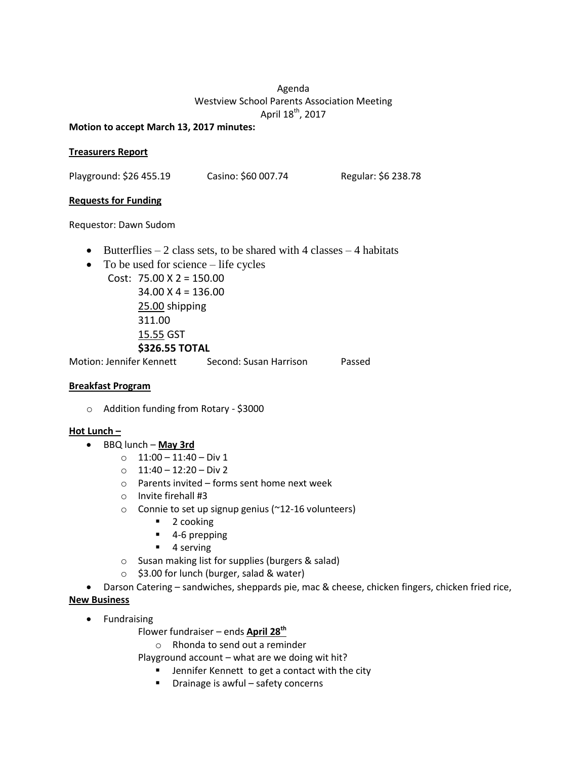Agenda
Westview School Parents Association Meeting
April 18th, 2017

**Motion to accept March 13, 2017 minutes:**

**Treasurers Report**

Playground: $26 455.19    Casino: $60 007.74    Regular: $6 238.78

**Requests for Funding**

Requestor: Dawn Sudom

- Butterflies – 2 class sets, to be shared with 4 classes – 4 habitats
- To be used for science – life cycles

  Cost: 75.00 X 2 = 150.00
  34.00 X 4 = 136.00
  25.00 shipping
  311.00
  15.55 GST
  **$326.55 TOTAL**

Motion: Jennifer Kennett    Second: Susan Harrison    Passed

**Breakfast Program**

- Addition funding from Rotary - $3000

**Hot Lunch –**

- BBQ lunch – **May 3rd**
  - 11:00 – 11:40 – Div 1
  - 11:40 – 12:20 – Div 2
  - Parents invited – forms sent home next week
  - Invite firehall #3
  - Connie to set up signup genius (~12-16 volunteers)
    - 2 cooking
    - 4-6 prepping
    - 4 serving
  - Susan making list for supplies (burgers & salad)
  - $3.00 for lunch (burger, salad & water)
- Darson Catering – sandwiches, sheppards pie, mac & cheese, chicken fingers, chicken fried rice,

**New Business**

- Fundraising

  Flower fundraiser – ends **April 28th**
  - Rhonda to send out a reminder

  Playground account – what are we doing wit hit?
  - Jennifer Kennett to get a contact with the city
  - Drainage is awful – safety concerns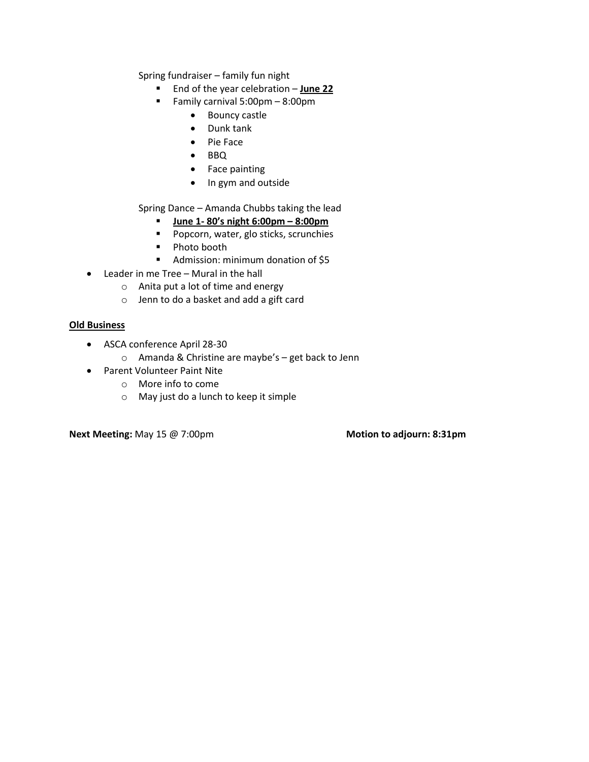Spring fundraiser – family fun night

- End of the year celebration – **<u>June 22</u>**
- Family carnival 5:00pm – 8:00pm
    - Bouncy castle
    - Dunk tank
    - Pie Face
    - BBQ
    - Face painting
    - In gym and outside

Spring Dance – Amanda Chubbs taking the lead

- **<u>June 1- 80's night 6:00pm – 8:00pm</u>**
- Popcorn, water, glo sticks, scrunchies
- Photo booth
- Admission: minimum donation of $5

- Leader in me Tree – Mural in the hall
    - Anita put a lot of time and energy
    - Jenn to do a basket and add a gift card

**<u>Old Business</u>**

- ASCA conference April 28-30
    - Amanda & Christine are maybe's – get back to Jenn
- Parent Volunteer Paint Nite
    - More info to come
    - May just do a lunch to keep it simple

**Next Meeting:** May 15 @ 7:00pm

**Motion to adjourn: 8:31pm**